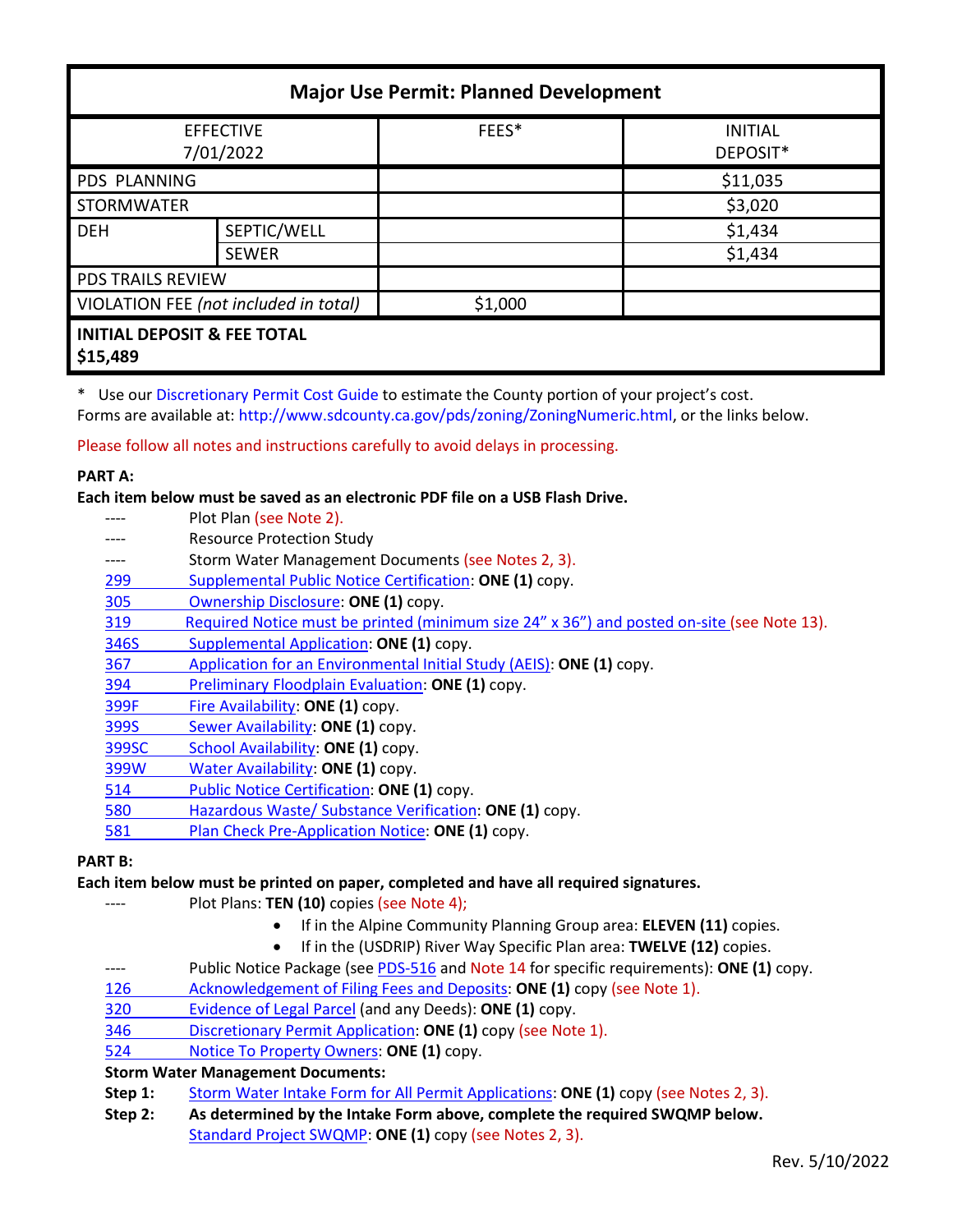| Major Use Permit: Planned Development | | | |
|---|---|---|---|
| EFFECTIVE 7/01/2022 | | FEES* | INITIAL DEPOSIT* |
| PDS PLANNING | | | $11,035 |
| STORMWATER | | | $3,020 |
| DEH | SEPTIC/WELL | | $1,434 |
| | SEWER | | $1,434 |
| PDS TRAILS REVIEW | | | |
| VIOLATION FEE *(not included in total)* | | $1,000 | |
| **INITIAL DEPOSIT & FEE TOTAL $15,489** | | | |

\* Use our Discretionary Permit Cost Guide to estimate the County portion of your project's cost.
Forms are available at: http://www.sdcounty.ca.gov/pds/zoning/ZoningNumeric.html, or the links below.

Please follow all notes and instructions carefully to avoid delays in processing.

**PART A:**
**Each item below must be saved as an electronic PDF file on a USB Flash Drive.**

- ---- Plot Plan (see Note 2).
- ---- Resource Protection Study
- ---- Storm Water Management Documents (see Notes 2, 3).
- 299 Supplemental Public Notice Certification: **ONE (1)** copy.
- 305 Ownership Disclosure: **ONE (1)** copy.
- 319 Required Notice must be printed (minimum size 24" x 36") and posted on-site (see Note 13).
- 346S Supplemental Application: **ONE (1)** copy.
- 367 Application for an Environmental Initial Study (AEIS): **ONE (1)** copy.
- 394 Preliminary Floodplain Evaluation: **ONE (1)** copy.
- 399F Fire Availability: **ONE (1)** copy.
- 399S Sewer Availability: **ONE (1)** copy.
- 399SC School Availability: **ONE (1)** copy.
- 399W Water Availability: **ONE (1)** copy.
- 514 Public Notice Certification: **ONE (1)** copy.
- 580 Hazardous Waste/ Substance Verification: **ONE (1)** copy.
- 581 Plan Check Pre-Application Notice: **ONE (1)** copy.

**PART B:**
**Each item below must be printed on paper, completed and have all required signatures.**

- ---- Plot Plans: **TEN (10)** copies (see Note 4);
  - If in the Alpine Community Planning Group area: **ELEVEN (11)** copies.
  - If in the (USDRIP) River Way Specific Plan area: **TWELVE (12)** copies.
- ---- Public Notice Package (see PDS-516 and Note 14 for specific requirements): **ONE (1)** copy.
- 126 Acknowledgement of Filing Fees and Deposits: **ONE (1)** copy (see Note 1).
- 320 Evidence of Legal Parcel (and any Deeds): **ONE (1)** copy.
- 346 Discretionary Permit Application: **ONE (1)** copy (see Note 1).
- 524 Notice To Property Owners: **ONE (1)** copy.

**Storm Water Management Documents:**

**Step 1:** Storm Water Intake Form for All Permit Applications: **ONE (1)** copy (see Notes 2, 3).

**Step 2:** **As determined by the Intake Form above, complete the required SWQMP below.**
Standard Project SWQMP: **ONE (1)** copy (see Notes 2, 3).

Rev. 5/10/2022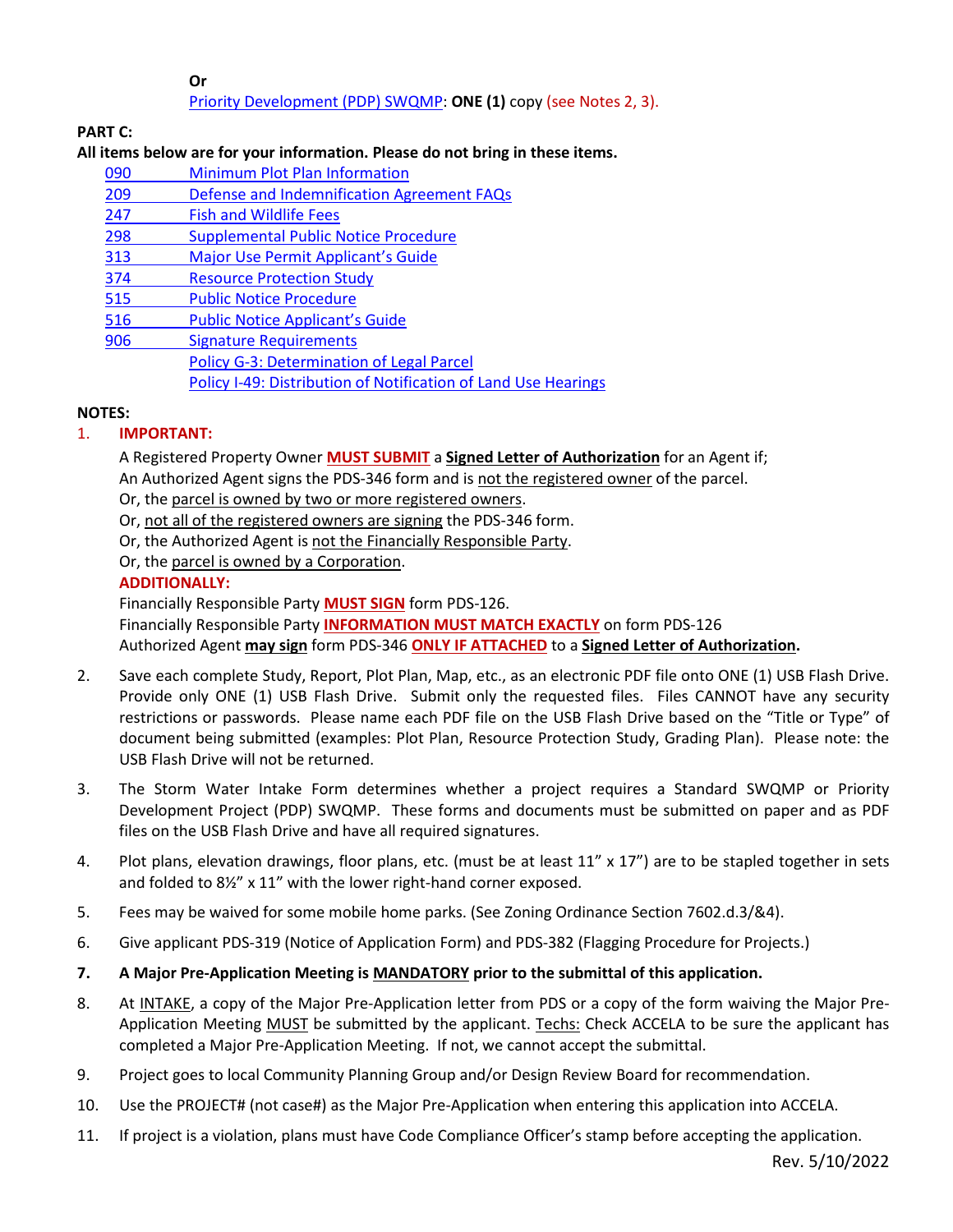**Or**

Priority Development (PDP) SWQMP: **ONE (1)** copy (see Notes 2, 3).

**PART C:**

**All items below are for your information. Please do not bring in these items.**

- 090 Minimum Plot Plan Information
- 209 Defense and Indemnification Agreement FAQs
- 247 Fish and Wildlife Fees
- 298 Supplemental Public Notice Procedure
- 313 Major Use Permit Applicant's Guide
- 374 Resource Protection Study
- 515 Public Notice Procedure
- 516 Public Notice Applicant's Guide
- 906 Signature Requirements
- Policy G-3: Determination of Legal Parcel
- Policy I-49: Distribution of Notification of Land Use Hearings

**NOTES:**

1. **IMPORTANT:**

   A Registered Property Owner **MUST SUBMIT** a **Signed Letter of Authorization** for an Agent if;
   An Authorized Agent signs the PDS-346 form and is not the registered owner of the parcel.
   Or, the parcel is owned by two or more registered owners.
   Or, not all of the registered owners are signing the PDS-346 form.
   Or, the Authorized Agent is not the Financially Responsible Party.
   Or, the parcel is owned by a Corporation.

   **ADDITIONALLY:**

   Financially Responsible Party **MUST SIGN** form PDS-126.
   Financially Responsible Party **INFORMATION MUST MATCH EXACTLY** on form PDS-126
   Authorized Agent **may sign** form PDS-346 **ONLY IF ATTACHED** to a **Signed Letter of Authorization.**

2. Save each complete Study, Report, Plot Plan, Map, etc., as an electronic PDF file onto ONE (1) USB Flash Drive. Provide only ONE (1) USB Flash Drive. Submit only the requested files. Files CANNOT have any security restrictions or passwords. Please name each PDF file on the USB Flash Drive based on the "Title or Type" of document being submitted (examples: Plot Plan, Resource Protection Study, Grading Plan). Please note: the USB Flash Drive will not be returned.

3. The Storm Water Intake Form determines whether a project requires a Standard SWQMP or Priority Development Project (PDP) SWQMP. These forms and documents must be submitted on paper and as PDF files on the USB Flash Drive and have all required signatures.

4. Plot plans, elevation drawings, floor plans, etc. (must be at least 11" x 17") are to be stapled together in sets and folded to 8½" x 11" with the lower right-hand corner exposed.

5. Fees may be waived for some mobile home parks. (See Zoning Ordinance Section 7602.d.3/&4).

6. Give applicant PDS-319 (Notice of Application Form) and PDS-382 (Flagging Procedure for Projects.)

7. **A Major Pre-Application Meeting is MANDATORY prior to the submittal of this application.**

8. At INTAKE, a copy of the Major Pre-Application letter from PDS or a copy of the form waiving the Major Pre-Application Meeting MUST be submitted by the applicant. Techs: Check ACCELA to be sure the applicant has completed a Major Pre-Application Meeting. If not, we cannot accept the submittal.

9. Project goes to local Community Planning Group and/or Design Review Board for recommendation.

10. Use the PROJECT# (not case#) as the Major Pre-Application when entering this application into ACCELA.

11. If project is a violation, plans must have Code Compliance Officer's stamp before accepting the application.

Rev. 5/10/2022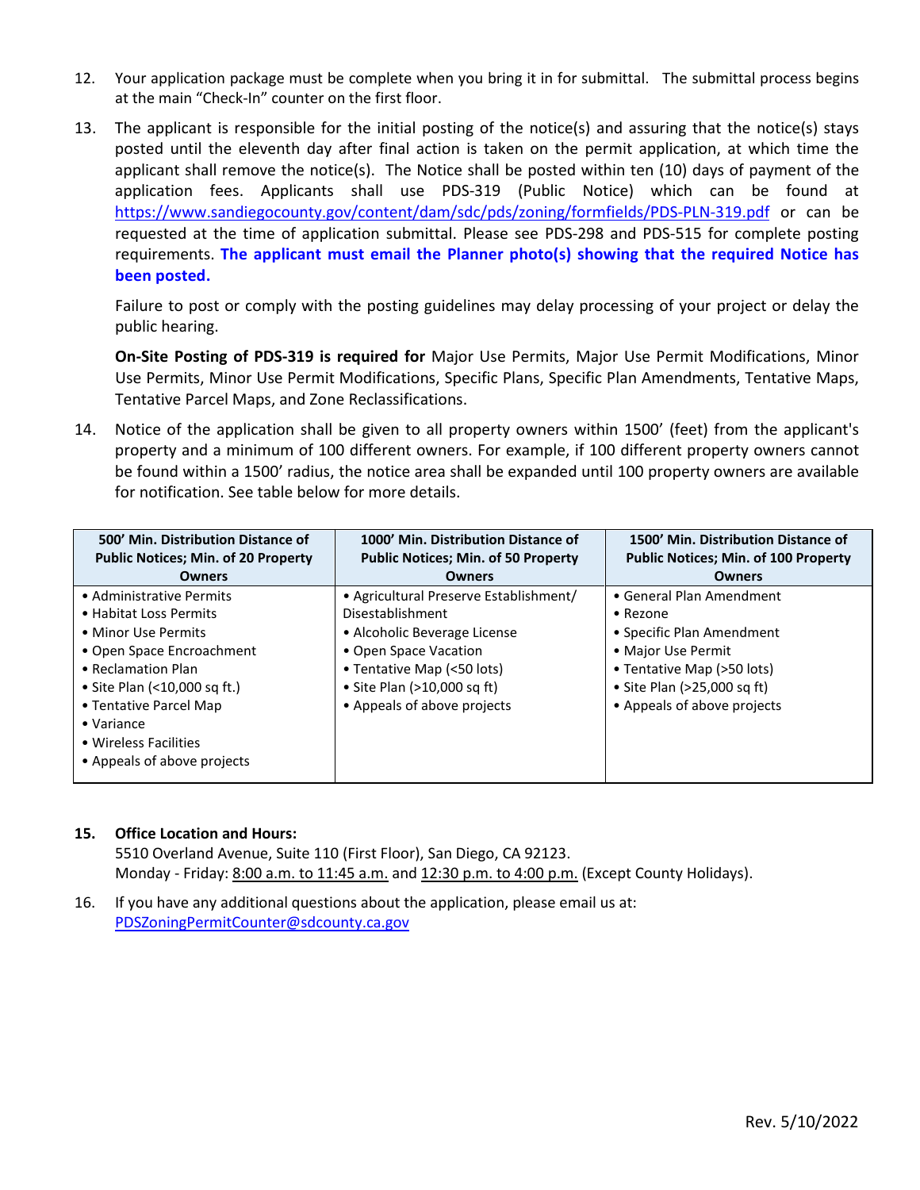12. Your application package must be complete when you bring it in for submittal. The submittal process begins at the main "Check-In" counter on the first floor.

13. The applicant is responsible for the initial posting of the notice(s) and assuring that the notice(s) stays posted until the eleventh day after final action is taken on the permit application, at which time the applicant shall remove the notice(s). The Notice shall be posted within ten (10) days of payment of the application fees. Applicants shall use PDS-319 (Public Notice) which can be found at https://www.sandiegocounty.gov/content/dam/sdc/pds/zoning/formfields/PDS-PLN-319.pdf or can be requested at the time of application submittal. Please see PDS-298 and PDS-515 for complete posting requirements. **The applicant must email the Planner photo(s) showing that the required Notice has been posted.**

    Failure to post or comply with the posting guidelines may delay processing of your project or delay the public hearing.

    **On-Site Posting of PDS-319 is required for** Major Use Permits, Major Use Permit Modifications, Minor Use Permits, Minor Use Permit Modifications, Specific Plans, Specific Plan Amendments, Tentative Maps, Tentative Parcel Maps, and Zone Reclassifications.

14. Notice of the application shall be given to all property owners within 1500' (feet) from the applicant's property and a minimum of 100 different owners. For example, if 100 different property owners cannot be found within a 1500' radius, the notice area shall be expanded until 100 property owners are available for notification. See table below for more details.

| 500' Min. Distribution Distance of Public Notices; Min. of 20 Property Owners | 1000' Min. Distribution Distance of Public Notices; Min. of 50 Property Owners | 1500' Min. Distribution Distance of Public Notices; Min. of 100 Property Owners |
|---|---|---|
| • Administrative Permits<br>• Habitat Loss Permits<br>• Minor Use Permits<br>• Open Space Encroachment<br>• Reclamation Plan<br>• Site Plan (<10,000 sq ft.)<br>• Tentative Parcel Map<br>• Variance<br>• Wireless Facilities<br>• Appeals of above projects | • Agricultural Preserve Establishment/ Disestablishment<br>• Alcoholic Beverage License<br>• Open Space Vacation<br>• Tentative Map (<50 lots)<br>• Site Plan (>10,000 sq ft)<br>• Appeals of above projects | • General Plan Amendment<br>• Rezone<br>• Specific Plan Amendment<br>• Major Use Permit<br>• Tentative Map (>50 lots)<br>• Site Plan (>25,000 sq ft)<br>• Appeals of above projects |

15. **Office Location and Hours:**
    5510 Overland Avenue, Suite 110 (First Floor), San Diego, CA 92123.
    Monday - Friday: 8:00 a.m. to 11:45 a.m. and 12:30 p.m. to 4:00 p.m. (Except County Holidays).

16. If you have any additional questions about the application, please email us at: PDSZoningPermitCounter@sdcounty.ca.gov

Rev. 5/10/2022